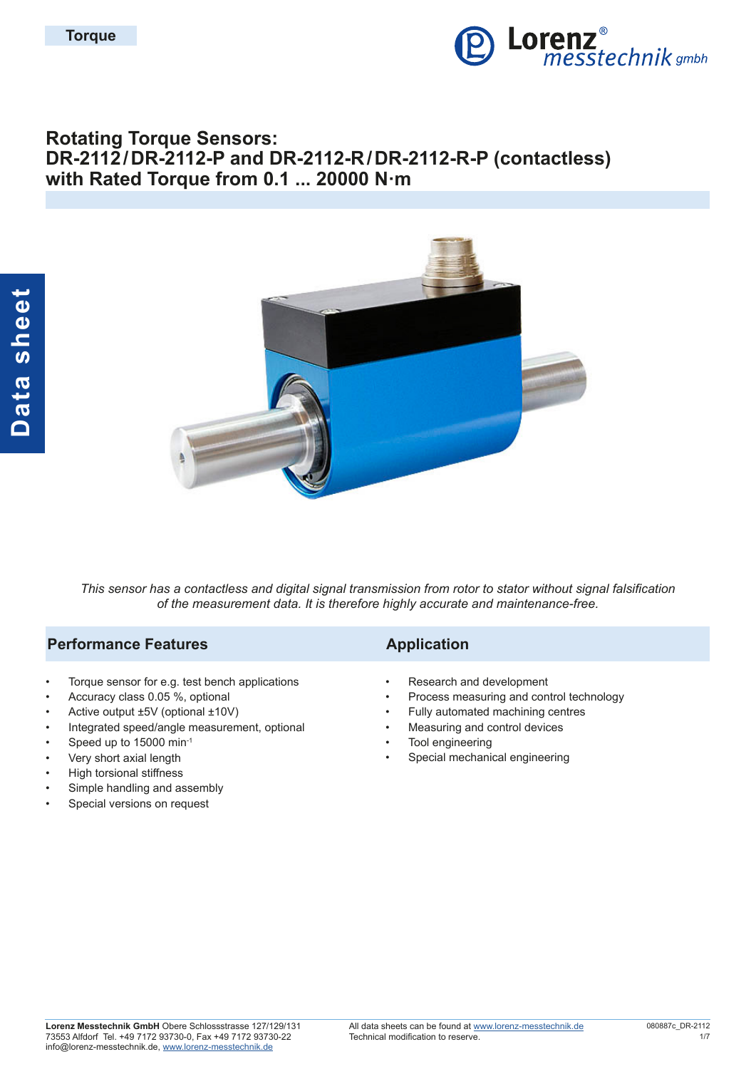Torque

# Rotating Torque Sensors: DR-2112 / DR-2112-P and DR-2112-R / DR-2112-R-P (contactless) with Rated Torque from 0.1 ... 20000 N·m

*This sensor has a contactless and digital signal transmission from rotor to stator without signal falsification of the measurement data. It is therefore highly accurate and maintenance-free.*

## Performance Features

- Torque sensor for e.g. test bench applications
- Accuracy class 0.05 %, optional
- Active output ±5V (optional ±10V)
- Integrated speed/angle measurement, optional
- Speed up to 15000 $min^{-1}$
- Very short axial length
- High torsional stiffness
- Simple handling and assembly
- Special versions on request

## Application

- Research and development
- Process measuring and control technology
- Fully automated machining centres
- Measuring and control devices
- Tool engineering
- Special mechanical engineering

**Lorenz Messtechnik GmbH** Obere Schlossstrasse 127/129/131
73553 Alfdorf Tel. +49 7172 93730-0, Fax +49 7172 93730-22
info@lorenz-messtechnik.de, www.lorenz-messtechnik.de

All data sheets can be found at www.lorenz-messtechnik.de
Technical modification to reserve.

080887c_DR-2112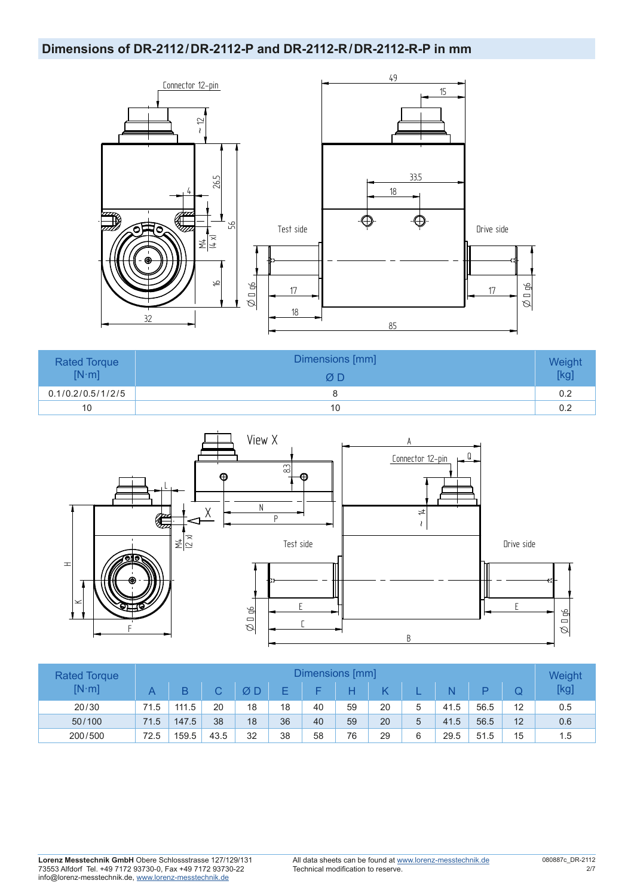## Dimensions of DR-2112/DR-2112-P and DR-2112-R/DR-2112-R-P in mm

| Rated Torque [N·m] | Dimensions [mm] Ø D | Weight [kg] |
|---|---|---|
| 0.1/0.2/0.5/1/2/5 | 8 | 0.2 |
| 10 | 10 | 0.2 |

| Rated Torque [N·m] | Dimensions [mm] | | | | | | | | | | | | Weight [kg] |
|---|---|---|---|---|---|---|---|---|---|---|---|---|---|
| | A | B | C | Ø D | E | F | H | K | L | N | P | Q | |
| 20/30 | 71.5 | 111.5 | 20 | 18 | 18 | 40 | 59 | 20 | 5 | 41.5 | 56.5 | 12 | 0.5 |
| 50/100 | 71.5 | 147.5 | 38 | 18 | 36 | 40 | 59 | 20 | 5 | 41.5 | 56.5 | 12 | 0.6 |
| 200/500 | 72.5 | 159.5 | 43.5 | 32 | 38 | 58 | 76 | 29 | 6 | 29.5 | 51.5 | 15 | 1.5 |

**Lorenz Messtechnik GmbH** Obere Schlossstrasse 127/129/131
73553 Alfdorf Tel. +49 7172 93730-0, Fax +49 7172 93730-22
info@lorenz-messtechnik.de, www.lorenz-messtechnik.de

All data sheets can be found at www.lorenz-messtechnik.de
Technical modification to reserve.

080887c_DR-2112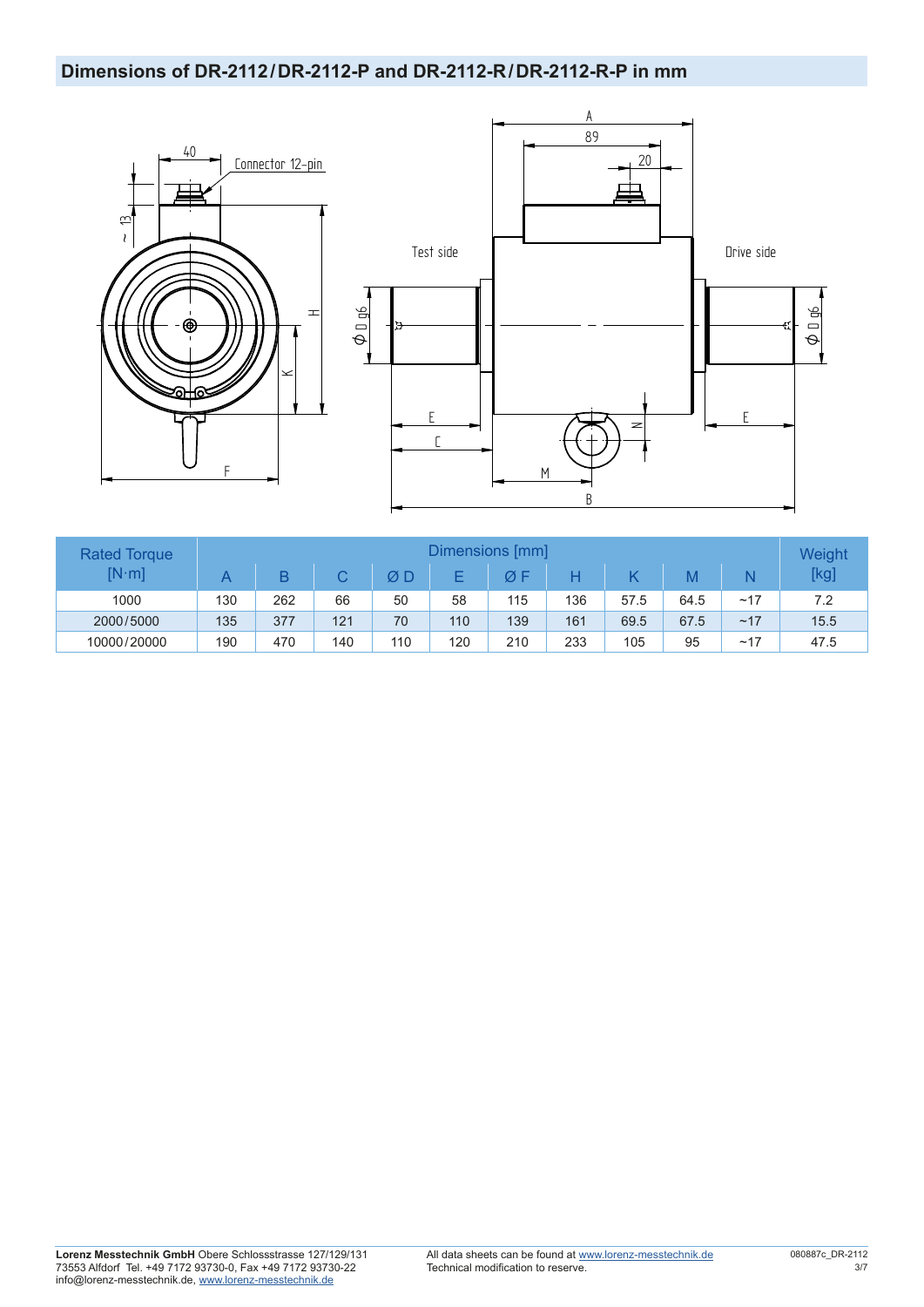## Dimensions of DR-2112/DR-2112-P and DR-2112-R/DR-2112-R-P in mm

| Rated Torque [N·m] | Dimensions [mm] | | | | | | | | | | Weight [kg] |
|---|---|---|---|---|---|---|---|---|---|---|---|
| | A | B | C | Ø D | E | Ø F | H | K | M | N | |
| 1000 | 130 | 262 | 66 | 50 | 58 | 115 | 136 | 57.5 | 64.5 | ~17 | 7.2 |
| 2000/5000 | 135 | 377 | 121 | 70 | 110 | 139 | 161 | 69.5 | 67.5 | ~17 | 15.5 |
| 10000/20000 | 190 | 470 | 140 | 110 | 120 | 210 | 233 | 105 | 95 | ~17 | 47.5 |

**Lorenz Messtechnik GmbH** Obere Schlossstrasse 127/129/131
73553 Alfdorf Tel. +49 7172 93730-0, Fax +49 7172 93730-22
info@lorenz-messtechnik.de, www.lorenz-messtechnik.de

All data sheets can be found at www.lorenz-messtechnik.de
Technical modification to reserve.

080887c_DR-2112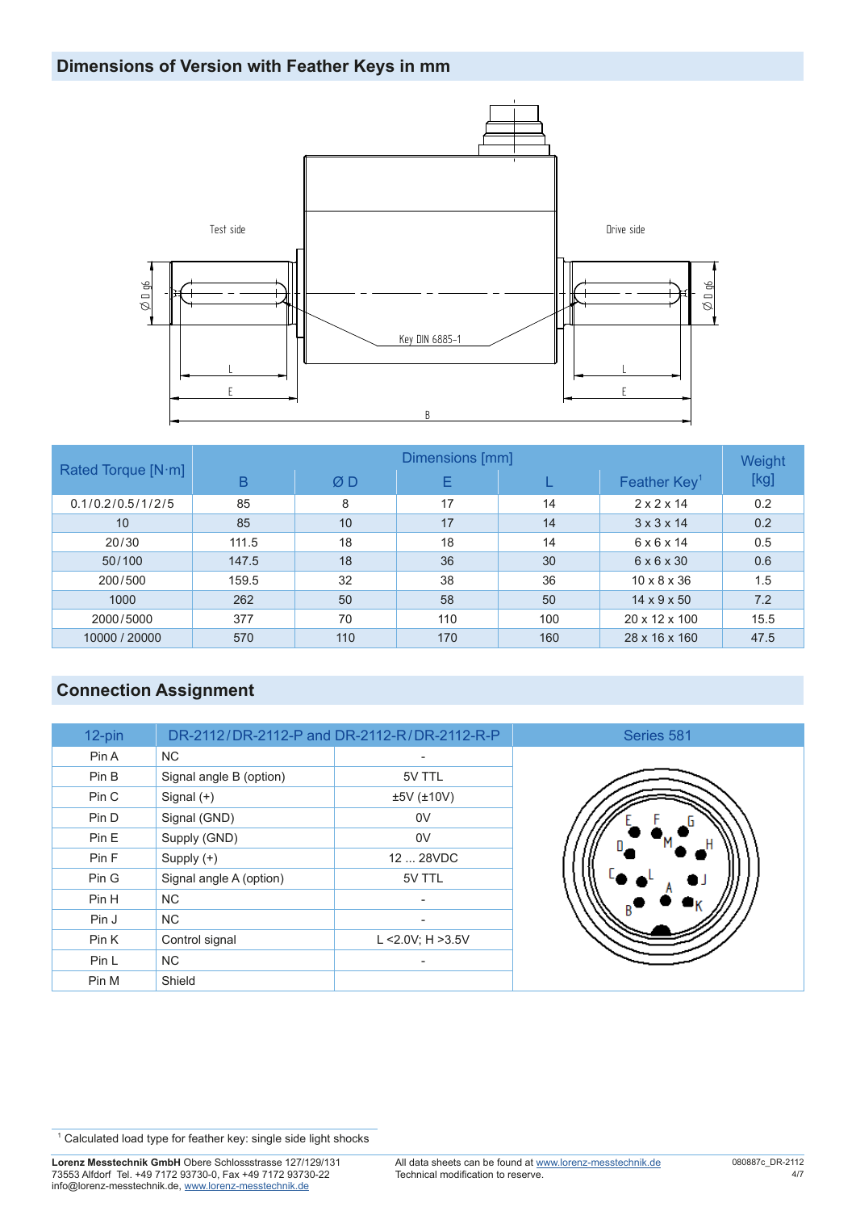## Dimensions of Version with Feather Keys in mm

| Rated Torque [N·m] | Dimensions [mm] | | | | | Weight [kg] |
|---|---|---|---|---|---|---|
| | B | Ø D | E | L | Feather Key[1] | |
| 0.1/0.2/0.5/1/2/5 | 85 | 8 | 17 | 14 | 2 x 2 x 14 | 0.2 |
| 10 | 85 | 10 | 17 | 14 | 3 x 3 x 14 | 0.2 |
| 20/30 | 111.5 | 18 | 18 | 14 | 6 x 6 x 14 | 0.5 |
| 50/100 | 147.5 | 18 | 36 | 30 | 6 x 6 x 30 | 0.6 |
| 200/500 | 159.5 | 32 | 38 | 36 | 10 x 8 x 36 | 1.5 |
| 1000 | 262 | 50 | 58 | 50 | 14 x 9 x 50 | 7.2 |
| 2000/5000 | 377 | 70 | 110 | 100 | 20 x 12 x 100 | 15.5 |
| 10000 / 20000 | 570 | 110 | 170 | 160 | 28 x 16 x 160 | 47.5 |

## Connection Assignment

| 12-pin | DR-2112/DR-2112-P and DR-2112-R/DR-2112-R-P | | Series 581 |
|---|---|---|---|
| Pin A | NC | - | |
| Pin B | Signal angle B (option) | 5V TTL | |
| Pin C | Signal (+) | ±5V (±10V) | |
| Pin D | Signal (GND) | 0V | |
| Pin E | Supply (GND) | 0V | |
| Pin F | Supply (+) | 12 ... 28VDC | |
| Pin G | Signal angle A (option) | 5V TTL | |
| Pin H | NC | - | |
| Pin J | NC | - | |
| Pin K | Control signal | L <2.0V; H >3.5V | |
| Pin L | NC | - | |
| Pin M | Shield | | |

[1] Calculated load type for feather key: single side light shocks

**Lorenz Messtechnik GmbH** Obere Schlossstrasse 127/129/131
73553 Alfdorf Tel. +49 7172 93730-0, Fax +49 7172 93730-22
info@lorenz-messtechnik.de, www.lorenz-messtechnik.de

All data sheets can be found at www.lorenz-messtechnik.de
Technical modification to reserve.

080887c_DR-2112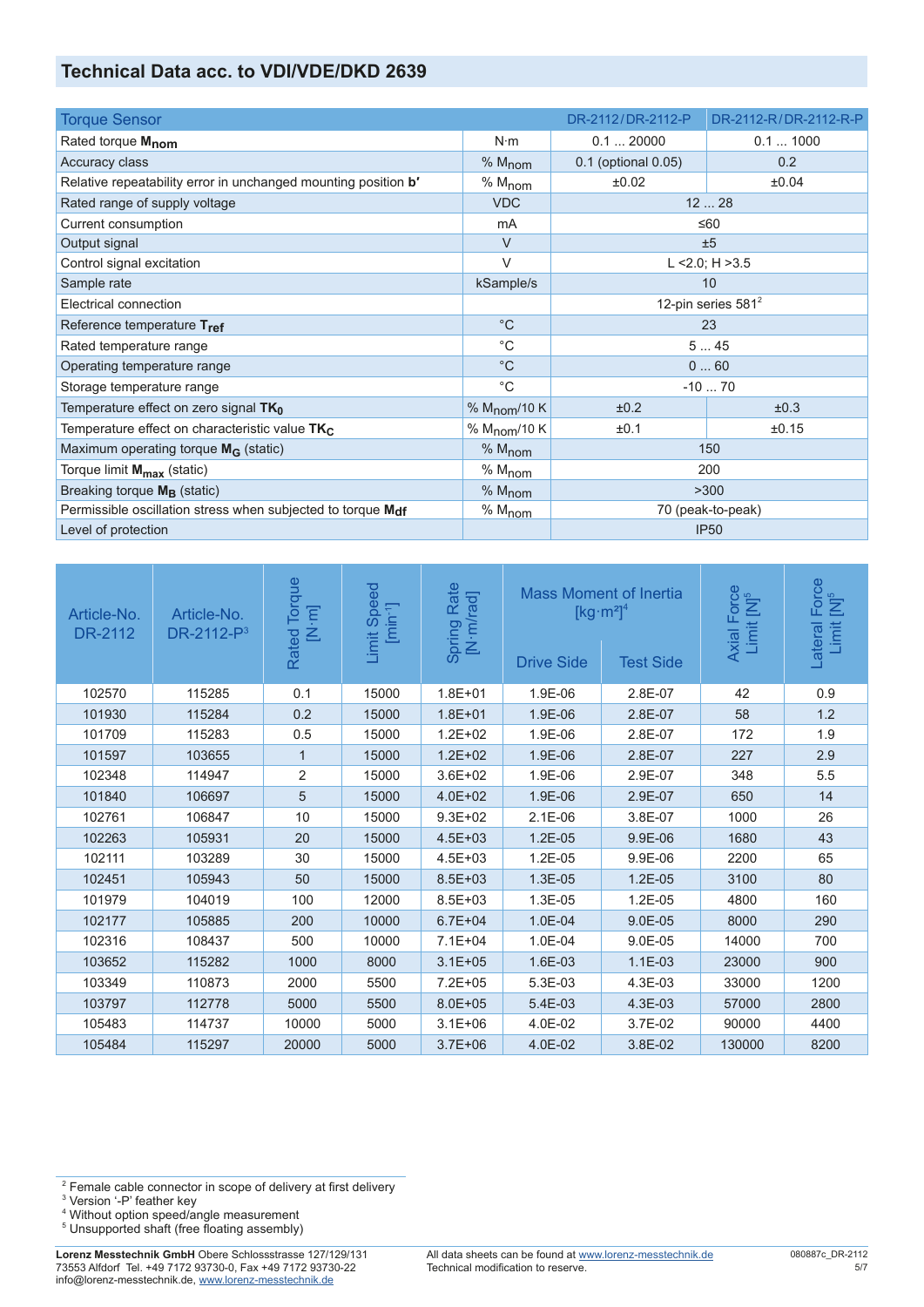## Technical Data acc. to VDI/VDE/DKD 2639

| Torque Sensor | | DR-2112/DR-2112-P | DR-2112-R/DR-2112-R-P |
|---|---|---|---|
| Rated torque $M_{nom}$ | N·m | 0.1 ... 20000 | 0.1 ... 1000 |
| Accuracy class | % $M_{nom}$ | 0.1 (optional 0.05) | 0.2 |
| Relative repeatability error in unchanged mounting position b' | % $M_{nom}$ | ±0.02 | ±0.04 |
| Rated range of supply voltage | VDC | 12 ... 28 | |
| Current consumption | mA | ≤60 | |
| Output signal | V | ±5 | |
| Control signal excitation | V | L <2.0; H >3.5 | |
| Sample rate | kSample/s | 10 | |
| Electrical connection | | 12-pin series 581[2] | |
| Reference temperature $T_{ref}$ | °C | 23 | |
| Rated temperature range | °C | 5 ... 45 | |
| Operating temperature range | °C | 0 ... 60 | |
| Storage temperature range | °C | -10 ... 70 | |
| Temperature effect on zero signal $TK_0$ | % $M_{nom}$/10 K | ±0.2 | ±0.3 |
| Temperature effect on characteristic value $TK_C$ | % $M_{nom}$/10 K | ±0.1 | ±0.15 |
| Maximum operating torque $M_G$ (static) | % $M_{nom}$ | 150 | |
| Torque limit $M_{max}$ (static) | % $M_{nom}$ | 200 | |
| Breaking torque $M_B$ (static) | % $M_{nom}$ | >300 | |
| Permissible oscillation stress when subjected to torque $M_{df}$ | % $M_{nom}$ | 70 (peak-to-peak) | |
| Level of protection | | IP50 | |

| Article-No. DR-2112 | Article-No. DR-2112-P[3] | Rated Torque [N·m] | Limit Speed [min⁻¹] | Spring Rate [N·m/rad] | Mass Moment of Inertia [kg·m²][4] | | Axial Force Limit [N][5] | Lateral Force Limit [N][5] |
|---|---|---|---|---|---|---|---|---|
| | | | | | Drive Side | Test Side | | |
| 102570 | 115285 | 0.1 | 15000 | 1.8E+01 | 1.9E-06 | 2.8E-07 | 42 | 0.9 |
| 101930 | 115284 | 0.2 | 15000 | 1.8E+01 | 1.9E-06 | 2.8E-07 | 58 | 1.2 |
| 101709 | 115283 | 0.5 | 15000 | 1.2E+02 | 1.9E-06 | 2.8E-07 | 172 | 1.9 |
| 101597 | 103655 | 1 | 15000 | 1.2E+02 | 1.9E-06 | 2.8E-07 | 227 | 2.9 |
| 102348 | 114947 | 2 | 15000 | 3.6E+02 | 1.9E-06 | 2.9E-07 | 348 | 5.5 |
| 101840 | 106697 | 5 | 15000 | 4.0E+02 | 1.9E-06 | 2.9E-07 | 650 | 14 |
| 102761 | 106847 | 10 | 15000 | 9.3E+02 | 2.1E-06 | 3.8E-07 | 1000 | 26 |
| 102263 | 105931 | 20 | 15000 | 4.5E+03 | 1.2E-05 | 9.9E-06 | 1680 | 43 |
| 102111 | 103289 | 30 | 15000 | 4.5E+03 | 1.2E-05 | 9.9E-06 | 2200 | 65 |
| 102451 | 105943 | 50 | 15000 | 8.5E+03 | 1.3E-05 | 1.2E-05 | 3100 | 80 |
| 101979 | 104019 | 100 | 12000 | 8.5E+03 | 1.3E-05 | 1.2E-05 | 4800 | 160 |
| 102177 | 105885 | 200 | 10000 | 6.7E+04 | 1.0E-04 | 9.0E-05 | 8000 | 290 |
| 102316 | 108437 | 500 | 10000 | 7.1E+04 | 1.0E-04 | 9.0E-05 | 14000 | 700 |
| 103652 | 115282 | 1000 | 8000 | 3.1E+05 | 1.6E-03 | 1.1E-03 | 23000 | 900 |
| 103349 | 110873 | 2000 | 5500 | 7.2E+05 | 5.3E-03 | 4.3E-03 | 33000 | 1200 |
| 103797 | 112778 | 5000 | 5500 | 8.0E+05 | 5.4E-03 | 4.3E-03 | 57000 | 2800 |
| 105483 | 114737 | 10000 | 5000 | 3.1E+06 | 4.0E-02 | 3.7E-02 | 90000 | 4400 |
| 105484 | 115297 | 20000 | 5000 | 3.7E+06 | 4.0E-02 | 3.8E-02 | 130000 | 8200 |

[2] Female cable connector in scope of delivery at first delivery
[3] Version '-P' feather key
[4] Without option speed/angle measurement
[5] Unsupported shaft (free floating assembly)

**Lorenz Messtechnik GmbH** Obere Schlossstrasse 127/129/131
73553 Alfdorf Tel. +49 7172 93730-0, Fax +49 7172 93730-22
info@lorenz-messtechnik.de, www.lorenz-messtechnik.de

All data sheets can be found at www.lorenz-messtechnik.de
Technical modification to reserve.

080887c_DR-2112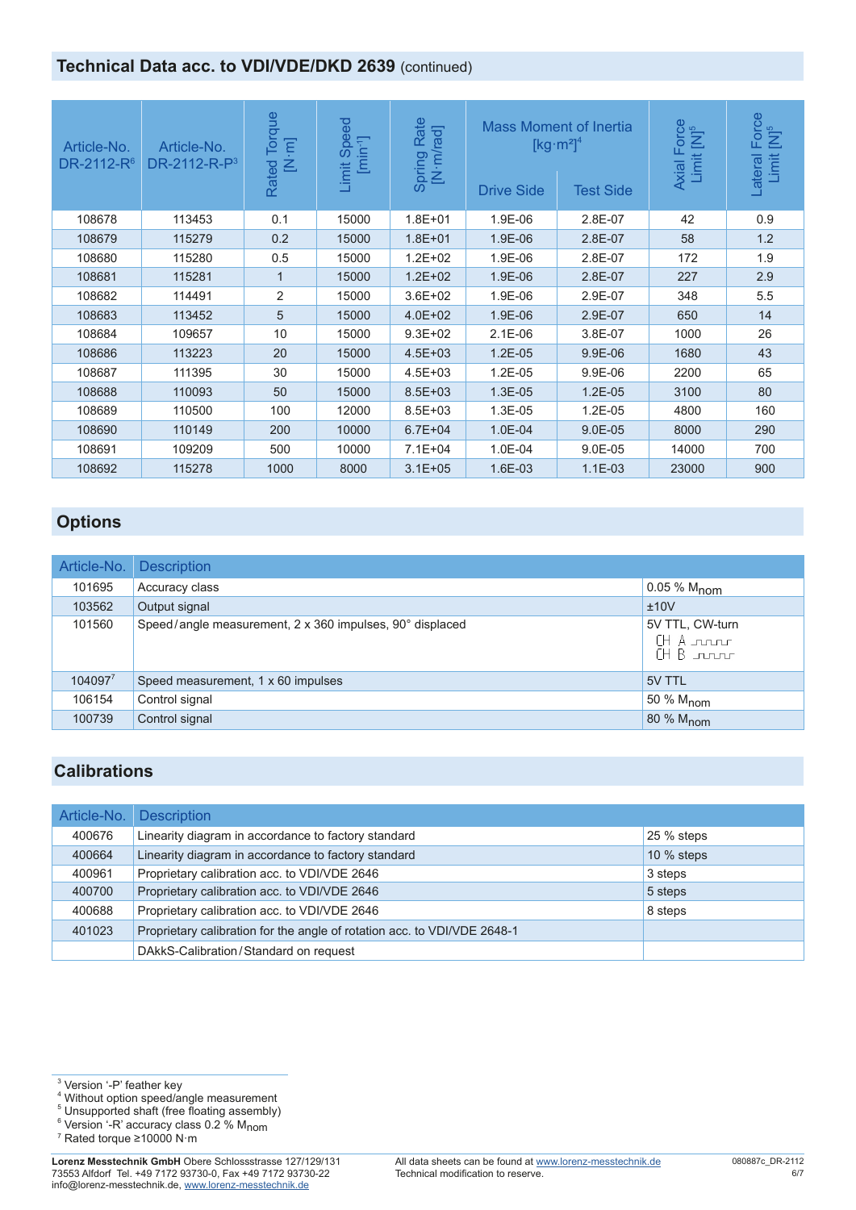## Technical Data acc. to VDI/VDE/DKD 2639 (continued)

| Article-No. DR-2112-R[6] | Article-No. DR-2112-R-P[3] | Rated Torque [N·m] | Limit Speed [$min^{-1}$] | Spring Rate [N·m/rad] | Mass Moment of Inertia [$kg·m^2$][4] | | Axial Force Limit [N][5] | Lateral Force Limit [N][5] |
|---|---|---|---|---|---|---|---|---|
| | | | | | Drive Side | Test Side | | |
| 108678 | 113453 | 0.1 | 15000 | 1.8E+01 | 1.9E-06 | 2.8E-07 | 42 | 0.9 |
| 108679 | 115279 | 0.2 | 15000 | 1.8E+01 | 1.9E-06 | 2.8E-07 | 58 | 1.2 |
| 108680 | 115280 | 0.5 | 15000 | 1.2E+02 | 1.9E-06 | 2.8E-07 | 172 | 1.9 |
| 108681 | 115281 | 1 | 15000 | 1.2E+02 | 1.9E-06 | 2.8E-07 | 227 | 2.9 |
| 108682 | 114491 | 2 | 15000 | 3.6E+02 | 1.9E-06 | 2.9E-07 | 348 | 5.5 |
| 108683 | 113452 | 5 | 15000 | 4.0E+02 | 1.9E-06 | 2.9E-07 | 650 | 14 |
| 108684 | 109657 | 10 | 15000 | 9.3E+02 | 2.1E-06 | 3.8E-07 | 1000 | 26 |
| 108686 | 113223 | 20 | 15000 | 4.5E+03 | 1.2E-05 | 9.9E-06 | 1680 | 43 |
| 108687 | 111395 | 30 | 15000 | 4.5E+03 | 1.2E-05 | 9.9E-06 | 2200 | 65 |
| 108688 | 110093 | 50 | 15000 | 8.5E+03 | 1.3E-05 | 1.2E-05 | 3100 | 80 |
| 108689 | 110500 | 100 | 12000 | 8.5E+03 | 1.3E-05 | 1.2E-05 | 4800 | 160 |
| 108690 | 110149 | 200 | 10000 | 6.7E+04 | 1.0E-04 | 9.0E-05 | 8000 | 290 |
| 108691 | 109209 | 500 | 10000 | 7.1E+04 | 1.0E-04 | 9.0E-05 | 14000 | 700 |
| 108692 | 115278 | 1000 | 8000 | 3.1E+05 | 1.6E-03 | 1.1E-03 | 23000 | 900 |

## Options

| Article-No. | Description | |
|---|---|---|
| 101695 | Accuracy class | 0.05 % $M_{nom}$ |
| 103562 | Output signal | ±10V |
| 101560 | Speed/angle measurement, 2 x 360 impulses, 90° displaced | 5V TTL, CW-turn CH A CH B |
| 104097[7] | Speed measurement, 1 x 60 impulses | 5V TTL |
| 106154 | Control signal | 50 % $M_{nom}$ |
| 100739 | Control signal | 80 % $M_{nom}$ |

## Calibrations

| Article-No. | Description | |
|---|---|---|
| 400676 | Linearity diagram in accordance to factory standard | 25 % steps |
| 400664 | Linearity diagram in accordance to factory standard | 10 % steps |
| 400961 | Proprietary calibration acc. to VDI/VDE 2646 | 3 steps |
| 400700 | Proprietary calibration acc. to VDI/VDE 2646 | 5 steps |
| 400688 | Proprietary calibration acc. to VDI/VDE 2646 | 8 steps |
| 401023 | Proprietary calibration for the angle of rotation acc. to VDI/VDE 2648-1 | |
| | DAkkS-Calibration/Standard on request | |

[3] Version '-P' feather key
[4] Without option speed/angle measurement
[5] Unsupported shaft (free floating assembly)
[6] Version '-R' accuracy class 0.2 % $M_{nom}$
[7] Rated torque ≥10000 N·m

**Lorenz Messtechnik GmbH** Obere Schlossstrasse 127/129/131
73553 Alfdorf Tel. +49 7172 93730-0, Fax +49 7172 93730-22
info@lorenz-messtechnik.de, www.lorenz-messtechnik.de

All data sheets can be found at www.lorenz-messtechnik.de
Technical modification to reserve.

080887c_DR-2112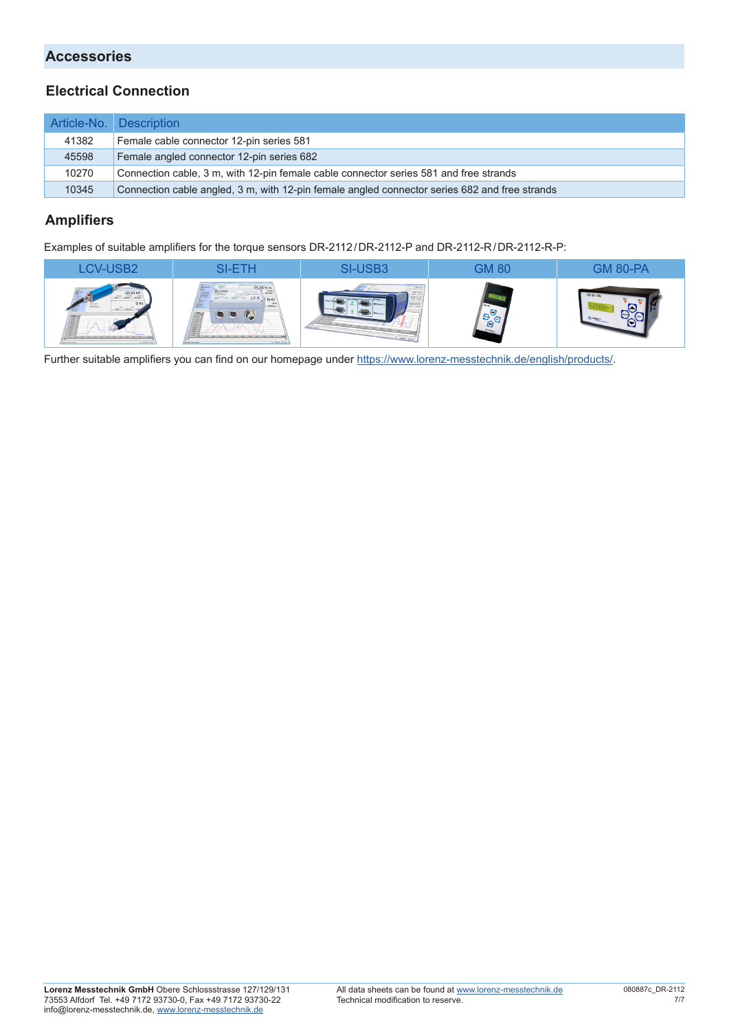## Accessories

### Electrical Connection

| Article-No. | Description |
|---|---|
| 41382 | Female cable connector 12-pin series 581 |
| 45598 | Female angled connector 12-pin series 682 |
| 10270 | Connection cable, 3 m, with 12-pin female cable connector series 581 and free strands |
| 10345 | Connection cable angled, 3 m, with 12-pin female angled connector series 682 and free strands |

### Amplifiers

Examples of suitable amplifiers for the torque sensors DR-2112 / DR-2112-P and DR-2112-R / DR-2112-R-P:

| LCV-USB2 | SI-ETH | SI-USB3 | GM 80 | GM 80-PA |
|---|---|---|---|---|
| | | | | |

Further suitable amplifiers you can find on our homepage under https://www.lorenz-messtechnik.de/english/products/.

**Lorenz Messtechnik GmbH** Obere Schlossstrasse 127/129/131
73553 Alfdorf Tel. +49 7172 93730-0, Fax +49 7172 93730-22
info@lorenz-messtechnik.de, www.lorenz-messtechnik.de

All data sheets can be found at www.lorenz-messtechnik.de
Technical modification to reserve.

080887c_DR-2112